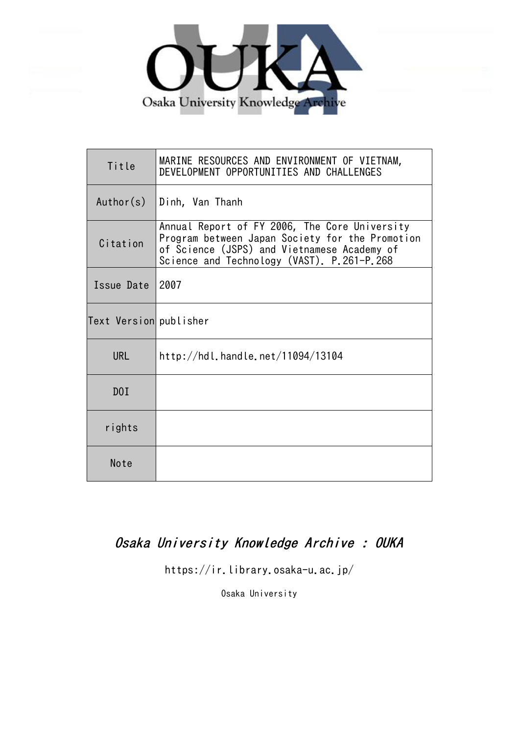Osaka University Knowledge Archive

| Title | MARINE RESOURCES AND ENVIRONMENT OF VIETNAM, DEVELOPMENT OPPORTUNITIES AND CHALLENGES |
| --- | --- |
| Author(s) | Dinh, Van Thanh |
| Citation | Annual Report of FY 2006, The Core University Program between Japan Society for the Promotion of Science (JSPS) and Vietnamese Academy of Science and Technology (VAST). P.261-P.268 |
| Issue Date | 2007 |
| Text Version | publisher |
| URL | http://hdl.handle.net/11094/13104 |
| DOI | |
| rights | |
| Note | |

*Osaka University Knowledge Archive : OUKA*

https://ir.library.osaka-u.ac.jp/

Osaka University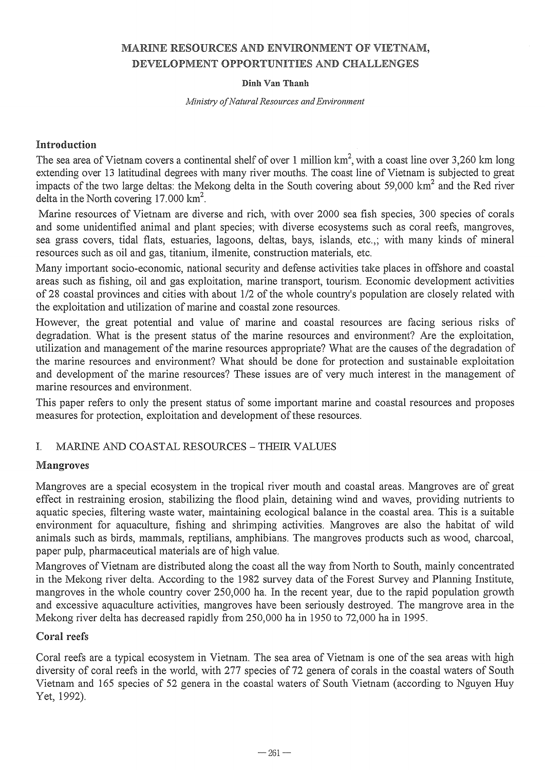# MARINE RESOURCES AND ENVIRONMENT OF VIETNAM, DEVELOPMENT OPPORTUNITIES AND CHALLENGES

**Dinh Van Thanh**

*Ministry of Natural Resources and Environment*

## Introduction

The sea area of Vietnam covers a continental shelf of over 1 million $km^2$, with a coast line over 3,260 km long extending over 13 latitudinal degrees with many river mouths. The coast line of Vietnam is subjected to great impacts of the two large deltas: the Mekong delta in the South covering about 59,000 $km^2$ and the Red river delta in the North covering 17.000 $km^2$.

Marine resources of Vietnam are diverse and rich, with over 2000 sea fish species, 300 species of corals and some unidentified animal and plant species; with diverse ecosystems such as coral reefs, mangroves, sea grass covers, tidal flats, estuaries, lagoons, deltas, bays, islands, etc.,; with many kinds of mineral resources such as oil and gas, titanium, ilmenite, construction materials, etc.

Many important socio-economic, national security and defense activities take places in offshore and coastal areas such as fishing, oil and gas exploitation, marine transport, tourism. Economic development activities of 28 coastal provinces and cities with about 1/2 of the whole country's population are closely related with the exploitation and utilization of marine and coastal zone resources.

However, the great potential and value of marine and coastal resources are facing serious risks of degradation. What is the present status of the marine resources and environment? Are the exploitation, utilization and management of the marine resources appropriate? What are the causes of the degradation of the marine resources and environment? What should be done for protection and sustainable exploitation and development of the marine resources? These issues are of very much interest in the management of marine resources and environment.

This paper refers to only the present status of some important marine and coastal resources and proposes measures for protection, exploitation and development of these resources.

## I. MARINE AND COASTAL RESOURCES – THEIR VALUES

### Mangroves

Mangroves are a special ecosystem in the tropical river mouth and coastal areas. Mangroves are of great effect in restraining erosion, stabilizing the flood plain, detaining wind and waves, providing nutrients to aquatic species, filtering waste water, maintaining ecological balance in the coastal area. This is a suitable environment for aquaculture, fishing and shrimping activities. Mangroves are also the habitat of wild animals such as birds, mammals, reptilians, amphibians. The mangroves products such as wood, charcoal, paper pulp, pharmaceutical materials are of high value.

Mangroves of Vietnam are distributed along the coast all the way from North to South, mainly concentrated in the Mekong river delta. According to the 1982 survey data of the Forest Survey and Planning Institute, mangroves in the whole country cover 250,000 ha. In the recent year, due to the rapid population growth and excessive aquaculture activities, mangroves have been seriously destroyed. The mangrove area in the Mekong river delta has decreased rapidly from 250,000 ha in 1950 to 72,000 ha in 1995.

### Coral reefs

Coral reefs are a typical ecosystem in Vietnam. The sea area of Vietnam is one of the sea areas with high diversity of coral reefs in the world, with 277 species of 72 genera of corals in the coastal waters of South Vietnam and 165 species of 52 genera in the coastal waters of South Vietnam (according to Nguyen Huy Yet, 1992).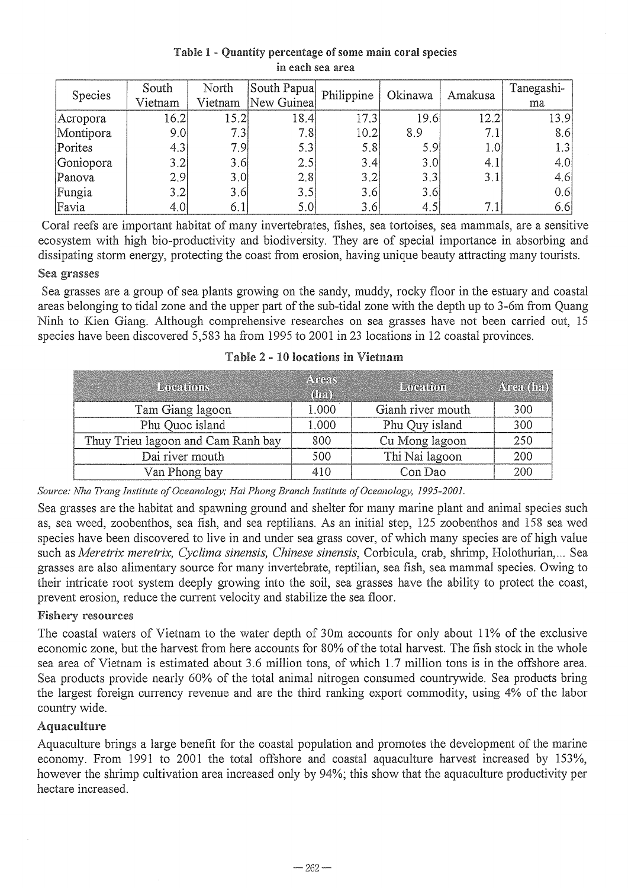**Table 1 - Quantity percentage of some main coral species in each sea area**

| Species | South Vietnam | North Vietnam | South Papua New Guinea | Philippine | Okinawa | Amakusa | Tanegashima |
|---|---|---|---|---|---|---|---|
| Acropora | 16.2 | 15.2 | 18.4 | 17.3 | 19.6 | 12.2 | 13.9 |
| Montipora | 9.0 | 7.3 | 7.8 | 10.2 | 8.9 | 7.1 | 8.6 |
| Porites | 4.3 | 7.9 | 5.3 | 5.8 | 5.9 | 1.0 | 1.3 |
| Goniopora | 3.2 | 3.6 | 2.5 | 3.4 | 3.0 | 4.1 | 4.0 |
| Panova | 2.9 | 3.0 | 2.8 | 3.2 | 3.3 | 3.1 | 4.6 |
| Fungia | 3.2 | 3.6 | 3.5 | 3.6 | 3.6 | | 0.6 |
| Favia | 4.0 | 6.1 | 5.0 | 3.6 | 4.5 | 7.1 | 6.6 |

Coral reefs are important habitat of many invertebrates, fishes, sea tortoises, sea mammals, are a sensitive ecosystem with high bio-productivity and biodiversity. They are of special importance in absorbing and dissipating storm energy, protecting the coast from erosion, having unique beauty attracting many tourists.

### Sea grasses

Sea grasses are a group of sea plants growing on the sandy, muddy, rocky floor in the estuary and coastal areas belonging to tidal zone and the upper part of the sub-tidal zone with the depth up to 3-6m from Quang Ninh to Kien Giang. Although comprehensive researches on sea grasses have not been carried out, 15 species have been discovered 5,583 ha from 1995 to 2001 in 23 locations in 12 coastal provinces.

**Table 2 - 10 locations in Vietnam**

| Locations | Areas (ha) | Location | Area (ha) |
|---|---|---|---|
| Tam Giang lagoon | 1.000 | Gianh river mouth | 300 |
| Phu Quoc island | 1.000 | Phu Quy island | 300 |
| Thuy Trieu lagoon and Cam Ranh bay | 800 | Cu Mong lagoon | 250 |
| Dai river mouth | 500 | Thi Nai lagoon | 200 |
| Van Phong bay | 410 | Con Dao | 200 |

*Source: Nha Trang Institute of Oceanology; Hai Phong Branch Institute of Oceanology, 1995-2001.*

Sea grasses are the habitat and spawning ground and shelter for many marine plant and animal species such as, sea weed, zoobenthos, sea fish, and sea reptilians. As an initial step, 125 zoobenthos and 158 sea wed species have been discovered to live in and under sea grass cover, of which many species are of high value such as *Meretrix meretrix, Cyclima sinensis, Chinese sinensis*, Corbicula, crab, shrimp, Holothurian,... Sea grasses are also alimentary source for many invertebrate, reptilian, sea fish, sea mammal species. Owing to their intricate root system deeply growing into the soil, sea grasses have the ability to protect the coast, prevent erosion, reduce the current velocity and stabilize the sea floor.

### Fishery resources

The coastal waters of Vietnam to the water depth of 30m accounts for only about 11% of the exclusive economic zone, but the harvest from here accounts for 80% of the total harvest. The fish stock in the whole sea area of Vietnam is estimated about 3.6 million tons, of which 1.7 million tons is in the offshore area. Sea products provide nearly 60% of the total animal nitrogen consumed countrywide. Sea products bring the largest foreign currency revenue and are the third ranking export commodity, using 4% of the labor country wide.

### Aquaculture

Aquaculture brings a large benefit for the coastal population and promotes the development of the marine economy. From 1991 to 2001 the total offshore and coastal aquaculture harvest increased by 153%, however the shrimp cultivation area increased only by 94%; this show that the aquaculture productivity per hectare increased.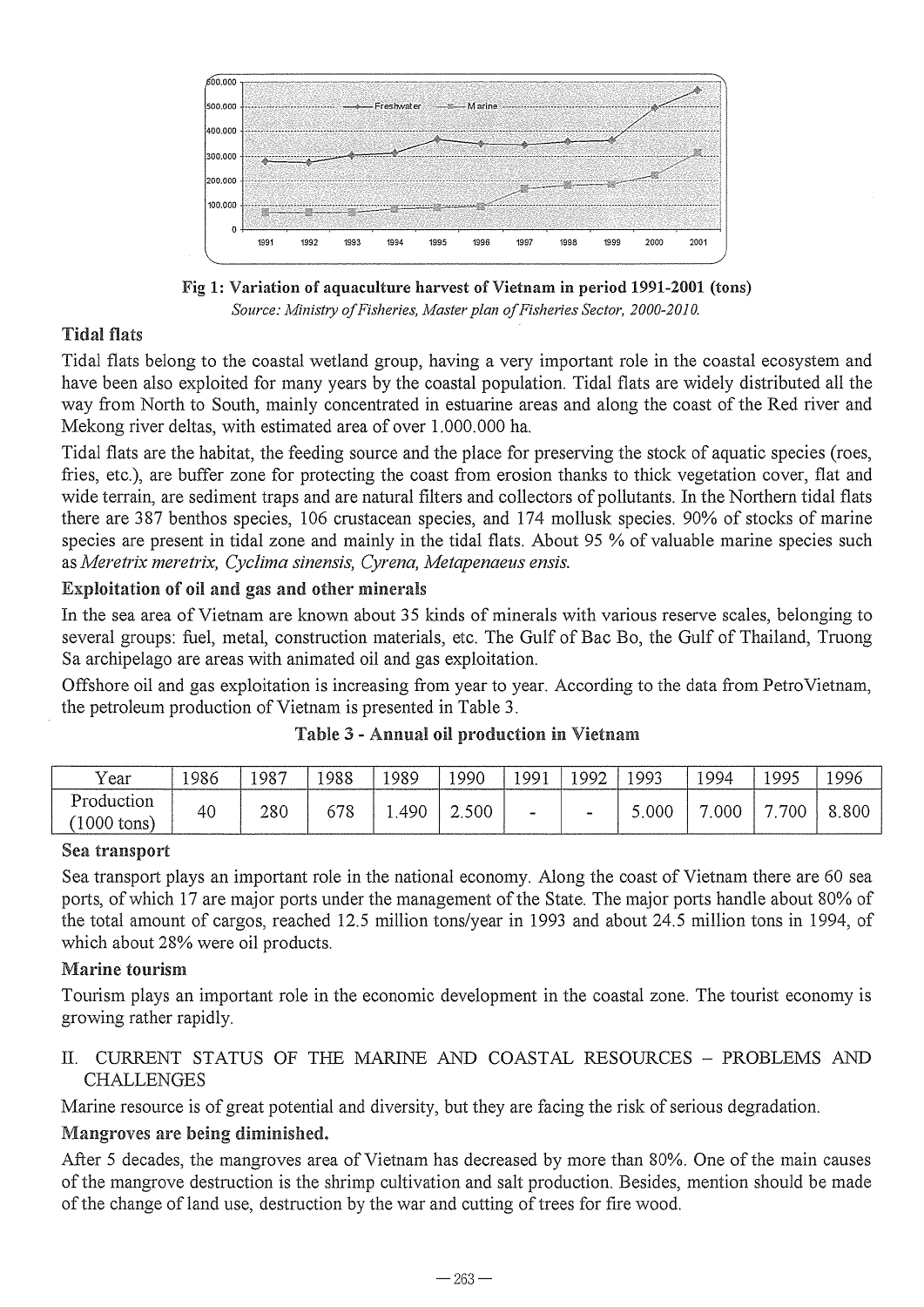Fig 1: Variation of aquaculture harvest of Vietnam in period 1991-2001 (tons)

*Source: Ministry of Fisheries, Master plan of Fisheries Sector, 2000-2010.*

### Tidal flats

Tidal flats belong to the coastal wetland group, having a very important role in the coastal ecosystem and have been also exploited for many years by the coastal population. Tidal flats are widely distributed all the way from North to South, mainly concentrated in estuarine areas and along the coast of the Red river and Mekong river deltas, with estimated area of over 1.000.000 ha.

Tidal flats are the habitat, the feeding source and the place for preserving the stock of aquatic species (roes, fries, etc.), are buffer zone for protecting the coast from erosion thanks to thick vegetation cover, flat and wide terrain, are sediment traps and are natural filters and collectors of pollutants. In the Northern tidal flats there are 387 benthos species, 106 crustacean species, and 174 mollusk species. 90% of stocks of marine species are present in tidal zone and mainly in the tidal flats. About 95 % of valuable marine species such as *Meretrix meretrix, Cyclima sinensis, Cyrena, Metapenaeus ensis.*

### Exploitation of oil and gas and other minerals

In the sea area of Vietnam are known about 35 kinds of minerals with various reserve scales, belonging to several groups: fuel, metal, construction materials, etc. The Gulf of Bac Bo, the Gulf of Thailand, Truong Sa archipelago are areas with animated oil and gas exploitation.

Offshore oil and gas exploitation is increasing from year to year. According to the data from PetroVietnam, the petroleum production of Vietnam is presented in Table 3.

**Table 3 - Annual oil production in Vietnam**

| Year | 1986 | 1987 | 1988 | 1989 | 1990 | 1991 | 1992 | 1993 | 1994 | 1995 | 1996 |
|---|---|---|---|---|---|---|---|---|---|---|---|
| Production (1000 tons) | 40 | 280 | 678 | 1.490 | 2.500 | - | - | 5.000 | 7.000 | 7.700 | 8.800 |

### Sea transport

Sea transport plays an important role in the national economy. Along the coast of Vietnam there are 60 sea ports, of which 17 are major ports under the management of the State. The major ports handle about 80% of the total amount of cargos, reached 12.5 million tons/year in 1993 and about 24.5 million tons in 1994, of which about 28% were oil products.

### Marine tourism

Tourism plays an important role in the economic development in the coastal zone. The tourist economy is growing rather rapidly.

## II. CURRENT STATUS OF THE MARINE AND COASTAL RESOURCES – PROBLEMS AND CHALLENGES

Marine resource is of great potential and diversity, but they are facing the risk of serious degradation.

### Mangroves are being diminished.

After 5 decades, the mangroves area of Vietnam has decreased by more than 80%. One of the main causes of the mangrove destruction is the shrimp cultivation and salt production. Besides, mention should be made of the change of land use, destruction by the war and cutting of trees for fire wood.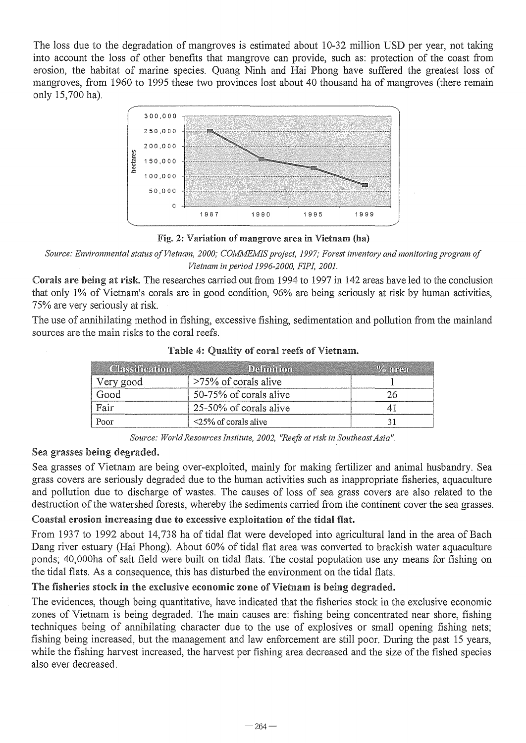The loss due to the degradation of mangroves is estimated about 10-32 million USD per year, not taking into account the loss of other benefits that mangrove can provide, such as: protection of the coast from erosion, the habitat of marine species. Quang Ninh and Hai Phong have suffered the greatest loss of mangroves, from 1960 to 1995 these two provinces lost about 40 thousand ha of mangroves (there remain only 15,700 ha).

**Fig. 2: Variation of mangrove area in Vietnam (ha)**

*Source: Environmental status of Vietnam, 2000; COMMEMIS project, 1997; Forest inventory and monitoring program of Vietnam in period 1996-2000, FIPI, 2001.*

**Corals are being at risk.** The researches carried out from 1994 to 1997 in 142 areas have led to the conclusion that only 1% of Vietnam's corals are in good condition, 96% are being seriously at risk by human activities, 75% are very seriously at risk.

The use of annihilating method in fishing, excessive fishing, sedimentation and pollution from the mainland sources are the main risks to the coral reefs.

**Table 4: Quality of coral reefs of Vietnam.**

| Classification | Definition | % area |
|---|---|---|
| Very good | >75% of corals alive | 1 |
| Good | 50-75% of corals alive | 26 |
| Fair | 25-50% of corals alive | 41 |
| Poor | <25% of corals alive | 31 |

*Source: World Resources Institute, 2002, "Reefs at risk in Southeast Asia".*

**Sea grasses being degraded.**

Sea grasses of Vietnam are being over-exploited, mainly for making fertilizer and animal husbandry. Sea grass covers are seriously degraded due to the human activities such as inappropriate fisheries, aquaculture and pollution due to discharge of wastes. The causes of loss of sea grass covers are also related to the destruction of the watershed forests, whereby the sediments carried from the continent cover the sea grasses.

**Coastal erosion increasing due to excessive exploitation of the tidal flat.**

From 1937 to 1992 about 14,738 ha of tidal flat were developed into agricultural land in the area of Bach Dang river estuary (Hai Phong). About 60% of tidal flat area was converted to brackish water aquaculture ponds; 40,000ha of salt field were built on tidal flats. The costal population use any means for fishing on the tidal flats. As a consequence, this has disturbed the environment on the tidal flats.

**The fisheries stock in the exclusive economic zone of Vietnam is being degraded.**

The evidences, though being quantitative, have indicated that the fisheries stock in the exclusive economic zones of Vietnam is being degraded. The main causes are: fishing being concentrated near shore, fishing techniques being of annihilating character due to the use of explosives or small opening fishing nets; fishing being increased, but the management and law enforcement are still poor. During the past 15 years, while the fishing harvest increased, the harvest per fishing area decreased and the size of the fished species also ever decreased.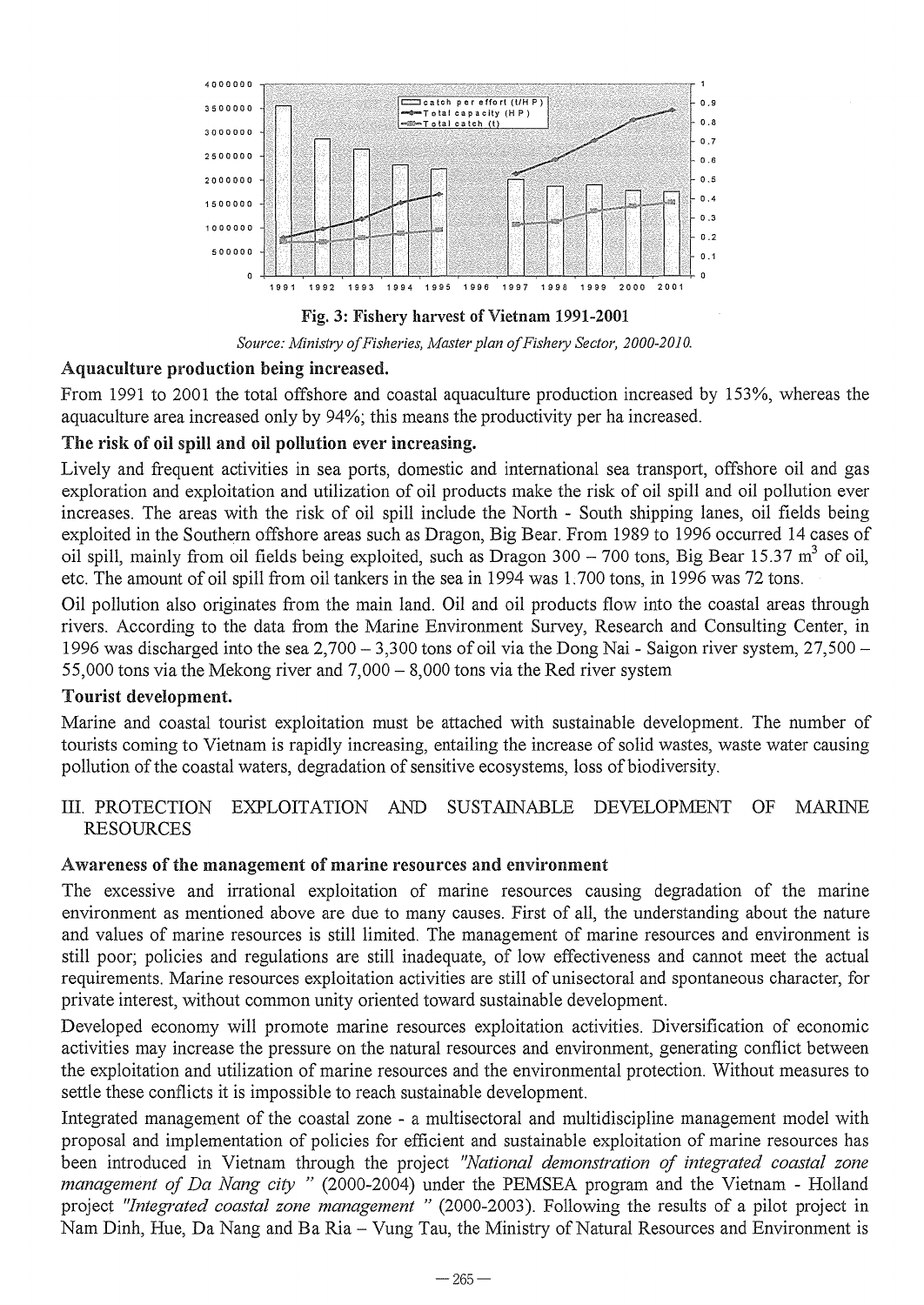Fig. 3: Fishery harvest of Vietnam 1991-2001

*Source: Ministry of Fisheries, Master plan of Fishery Sector, 2000-2010.*

**Aquaculture production being increased.**

From 1991 to 2001 the total offshore and coastal aquaculture production increased by 153%, whereas the aquaculture area increased only by 94%; this means the productivity per ha increased.

**The risk of oil spill and oil pollution ever increasing.**

Lively and frequent activities in sea ports, domestic and international sea transport, offshore oil and gas exploration and exploitation and utilization of oil products make the risk of oil spill and oil pollution ever increases. The areas with the risk of oil spill include the North - South shipping lanes, oil fields being exploited in the Southern offshore areas such as Dragon, Big Bear. From 1989 to 1996 occurred 14 cases of oil spill, mainly from oil fields being exploited, such as Dragon 300 – 700 tons, Big Bear 15.37 $m^3$ of oil, etc. The amount of oil spill from oil tankers in the sea in 1994 was 1.700 tons, in 1996 was 72 tons.

Oil pollution also originates from the main land. Oil and oil products flow into the coastal areas through rivers. According to the data from the Marine Environment Survey, Research and Consulting Center, in 1996 was discharged into the sea 2,700 – 3,300 tons of oil via the Dong Nai - Saigon river system, 27,500 – 55,000 tons via the Mekong river and 7,000 – 8,000 tons via the Red river system

**Tourist development.**

Marine and coastal tourist exploitation must be attached with sustainable development. The number of tourists coming to Vietnam is rapidly increasing, entailing the increase of solid wastes, waste water causing pollution of the coastal waters, degradation of sensitive ecosystems, loss of biodiversity.

## III. PROTECTION EXPLOITATION AND SUSTAINABLE DEVELOPMENT OF MARINE RESOURCES

**Awareness of the management of marine resources and environment**

The excessive and irrational exploitation of marine resources causing degradation of the marine environment as mentioned above are due to many causes. First of all, the understanding about the nature and values of marine resources is still limited. The management of marine resources and environment is still poor; policies and regulations are still inadequate, of low effectiveness and cannot meet the actual requirements. Marine resources exploitation activities are still of unisectoral and spontaneous character, for private interest, without common unity oriented toward sustainable development.

Developed economy will promote marine resources exploitation activities. Diversification of economic activities may increase the pressure on the natural resources and environment, generating conflict between the exploitation and utilization of marine resources and the environmental protection. Without measures to settle these conflicts it is impossible to reach sustainable development.

Integrated management of the coastal zone - a multisectoral and multidiscipline management model with proposal and implementation of policies for efficient and sustainable exploitation of marine resources has been introduced in Vietnam through the project *"National demonstration of integrated coastal zone management of Da Nang city "* (2000-2004) under the PEMSEA program and the Vietnam - Holland project *"Integrated coastal zone management "* (2000-2003). Following the results of a pilot project in Nam Dinh, Hue, Da Nang and Ba Ria – Vung Tau, the Ministry of Natural Resources and Environment is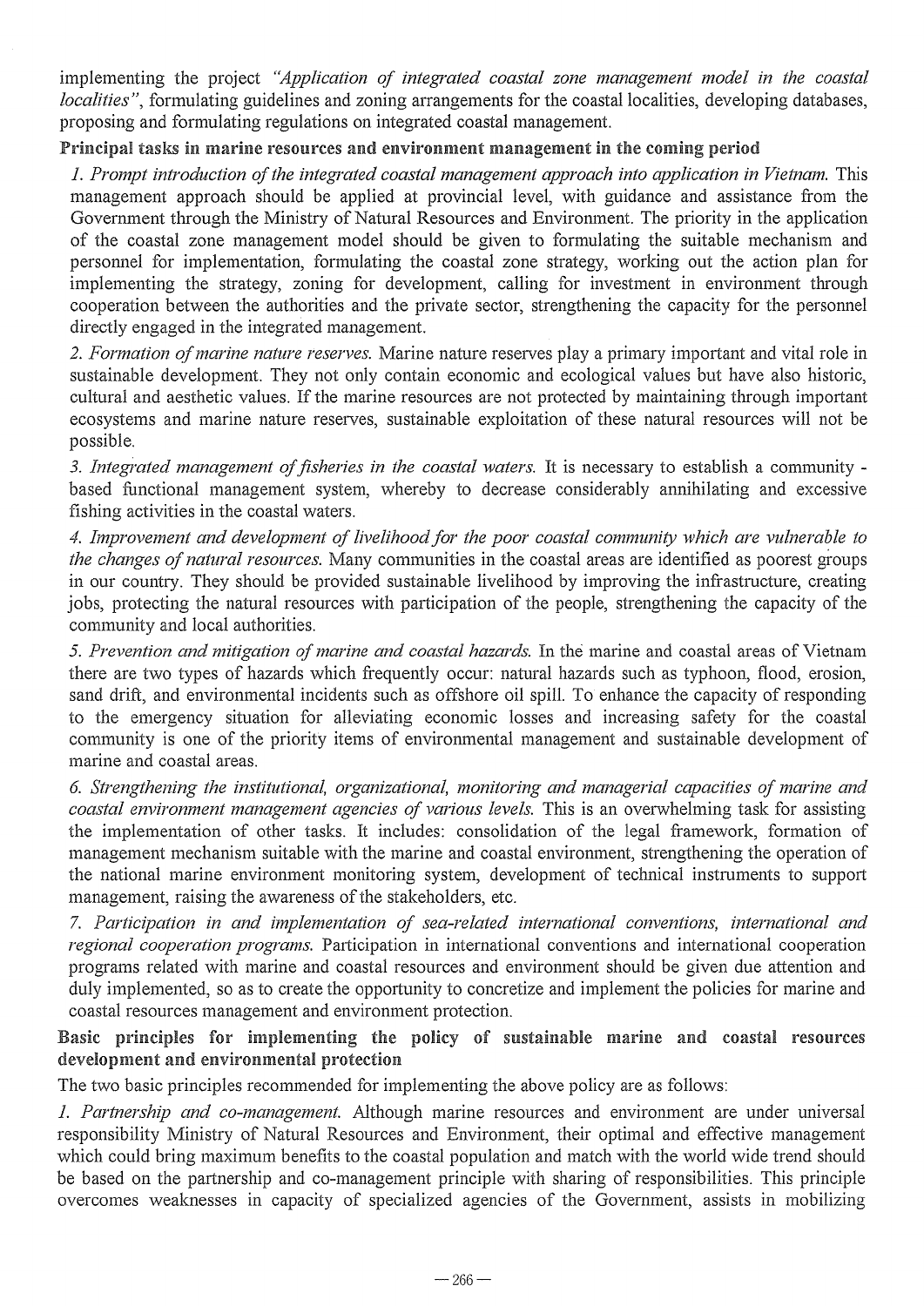implementing the project *"Application of integrated coastal zone management model in the coastal localities"*, formulating guidelines and zoning arrangements for the coastal localities, developing databases, proposing and formulating regulations on integrated coastal management.

**Principal tasks in marine resources and environment management in the coming period**

*1. Prompt introduction of the integrated coastal management approach into application in Vietnam.* This management approach should be applied at provincial level, with guidance and assistance from the Government through the Ministry of Natural Resources and Environment. The priority in the application of the coastal zone management model should be given to formulating the suitable mechanism and personnel for implementation, formulating the coastal zone strategy, working out the action plan for implementing the strategy, zoning for development, calling for investment in environment through cooperation between the authorities and the private sector, strengthening the capacity for the personnel directly engaged in the integrated management.

*2. Formation of marine nature reserves.* Marine nature reserves play a primary important and vital role in sustainable development. They not only contain economic and ecological values but have also historic, cultural and aesthetic values. If the marine resources are not protected by maintaining through important ecosystems and marine nature reserves, sustainable exploitation of these natural resources will not be possible.

*3. Integrated management of fisheries in the coastal waters.* It is necessary to establish a community - based functional management system, whereby to decrease considerably annihilating and excessive fishing activities in the coastal waters.

*4. Improvement and development of livelihood for the poor coastal community which are vulnerable to the changes of natural resources.* Many communities in the coastal areas are identified as poorest groups in our country. They should be provided sustainable livelihood by improving the infrastructure, creating jobs, protecting the natural resources with participation of the people, strengthening the capacity of the community and local authorities.

*5. Prevention and mitigation of marine and coastal hazards.* In the marine and coastal areas of Vietnam there are two types of hazards which frequently occur: natural hazards such as typhoon, flood, erosion, sand drift, and environmental incidents such as offshore oil spill. To enhance the capacity of responding to the emergency situation for alleviating economic losses and increasing safety for the coastal community is one of the priority items of environmental management and sustainable development of marine and coastal areas.

*6. Strengthening the institutional, organizational, monitoring and managerial capacities of marine and coastal environment management agencies of various levels.* This is an overwhelming task for assisting the implementation of other tasks. It includes: consolidation of the legal framework, formation of management mechanism suitable with the marine and coastal environment, strengthening the operation of the national marine environment monitoring system, development of technical instruments to support management, raising the awareness of the stakeholders, etc.

*7. Participation in and implementation of sea-related international conventions, international and regional cooperation programs.* Participation in international conventions and international cooperation programs related with marine and coastal resources and environment should be given due attention and duly implemented, so as to create the opportunity to concretize and implement the policies for marine and coastal resources management and environment protection.

**Basic principles for implementing the policy of sustainable marine and coastal resources development and environmental protection**

The two basic principles recommended for implementing the above policy are as follows:

*1. Partnership and co-management.* Although marine resources and environment are under universal responsibility Ministry of Natural Resources and Environment, their optimal and effective management which could bring maximum benefits to the coastal population and match with the world wide trend should be based on the partnership and co-management principle with sharing of responsibilities. This principle overcomes weaknesses in capacity of specialized agencies of the Government, assists in mobilizing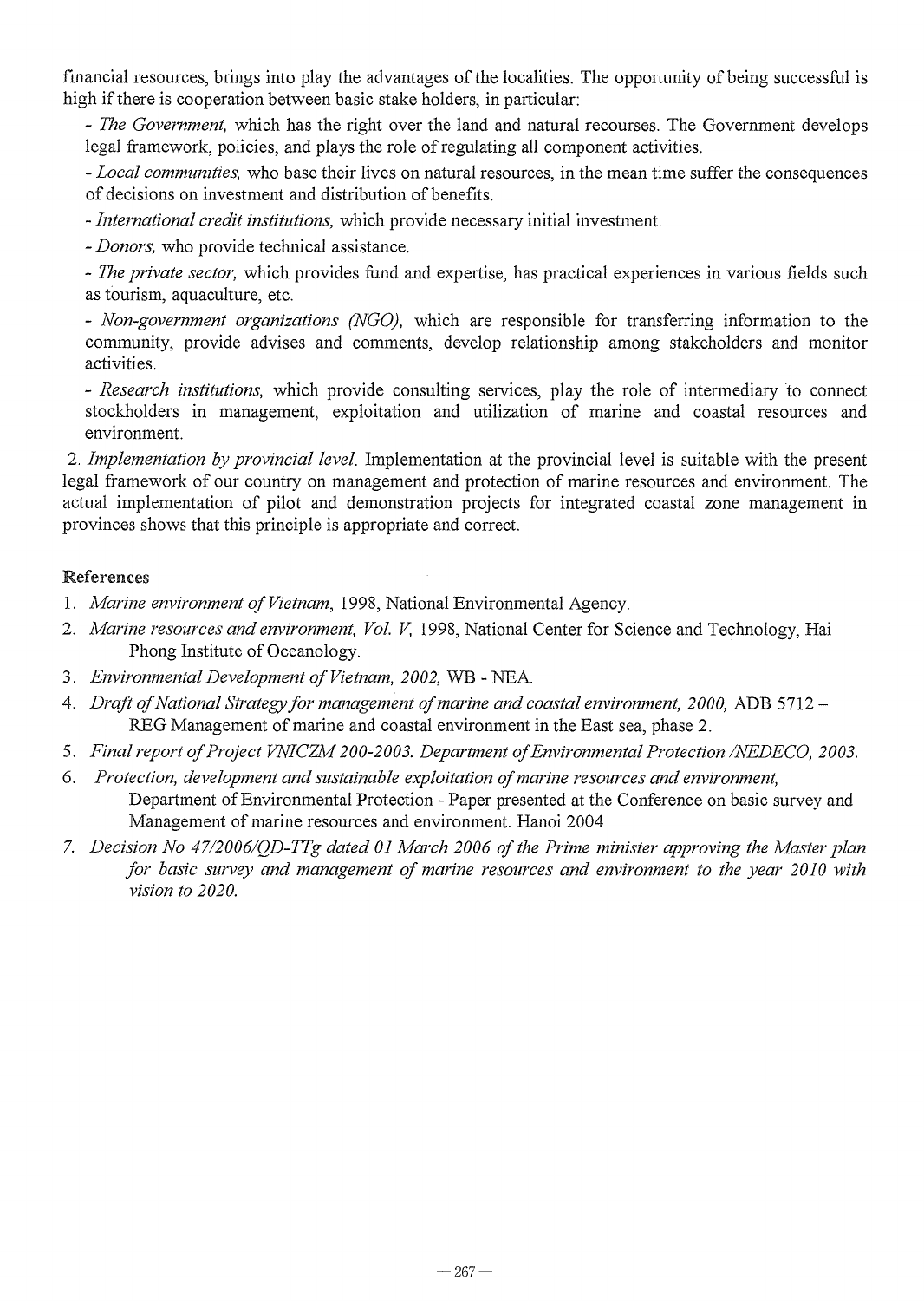financial resources, brings into play the advantages of the localities. The opportunity of being successful is high if there is cooperation between basic stake holders, in particular:

- *The Government,* which has the right over the land and natural recourses. The Government develops legal framework, policies, and plays the role of regulating all component activities.
- *Local communities,* who base their lives on natural resources, in the mean time suffer the consequences of decisions on investment and distribution of benefits.
- *International credit institutions,* which provide necessary initial investment.
- *Donors,* who provide technical assistance.
- *The private sector,* which provides fund and expertise, has practical experiences in various fields such as tourism, aquaculture, etc.
- *Non-government organizations (NGO),* which are responsible for transferring information to the community, provide advises and comments, develop relationship among stakeholders and monitor activities.
- *Research institutions,* which provide consulting services, play the role of intermediary to connect stockholders in management, exploitation and utilization of marine and coastal resources and environment.

2. *Implementation by provincial level.* Implementation at the provincial level is suitable with the present legal framework of our country on management and protection of marine resources and environment. The actual implementation of pilot and demonstration projects for integrated coastal zone management in provinces shows that this principle is appropriate and correct.

## References

1. *Marine environment of Vietnam,* 1998, National Environmental Agency.
2. *Marine resources and environment, Vol. V,* 1998, National Center for Science and Technology, Hai Phong Institute of Oceanology.
3. *Environmental Development of Vietnam, 2002,* WB - NEA.
4. *Draft of National Strategy for management of marine and coastal environment, 2000,* ADB 5712 – REG Management of marine and coastal environment in the East sea, phase 2.
5. *Final report of Project VNICZM 200-2003. Department of Environmental Protection /NEDECO, 2003.*
6. *Protection, development and sustainable exploitation of marine resources and environment,* Department of Environmental Protection - Paper presented at the Conference on basic survey and Management of marine resources and environment. Hanoi 2004
7. *Decision No 47/2006/QD-TTg dated 01 March 2006 of the Prime minister approving the Master plan for basic survey and management of marine resources and environment to the year 2010 with vision to 2020.*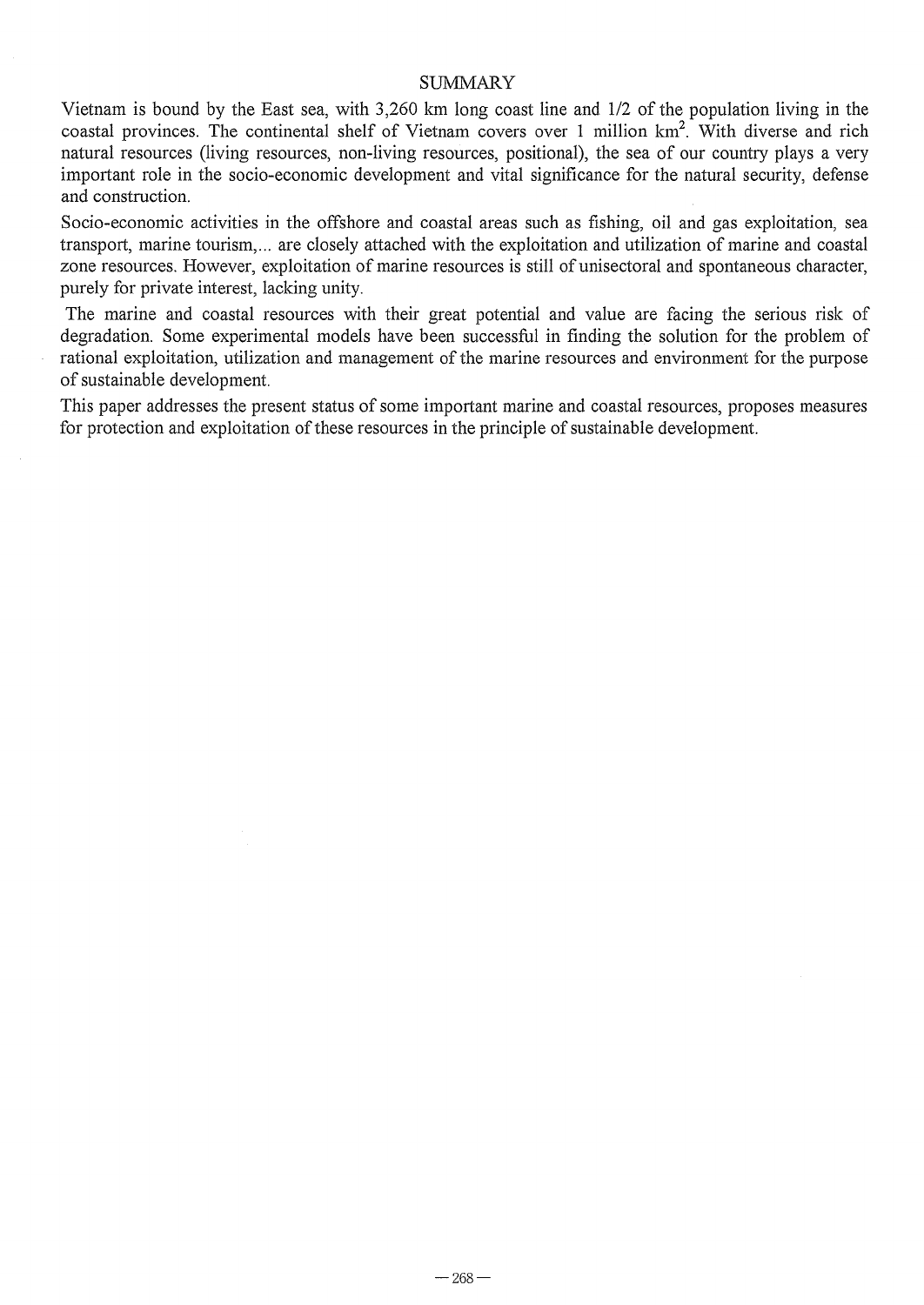## SUMMARY

Vietnam is bound by the East sea, with 3,260 km long coast line and 1/2 of the population living in the coastal provinces. The continental shelf of Vietnam covers over 1 million km$^2$. With diverse and rich natural resources (living resources, non-living resources, positional), the sea of our country plays a very important role in the socio-economic development and vital significance for the natural security, defense and construction.

Socio-economic activities in the offshore and coastal areas such as fishing, oil and gas exploitation, sea transport, marine tourism,... are closely attached with the exploitation and utilization of marine and coastal zone resources. However, exploitation of marine resources is still of unisectoral and spontaneous character, purely for private interest, lacking unity.

The marine and coastal resources with their great potential and value are facing the serious risk of degradation. Some experimental models have been successful in finding the solution for the problem of rational exploitation, utilization and management of the marine resources and environment for the purpose of sustainable development.

This paper addresses the present status of some important marine and coastal resources, proposes measures for protection and exploitation of these resources in the principle of sustainable development.